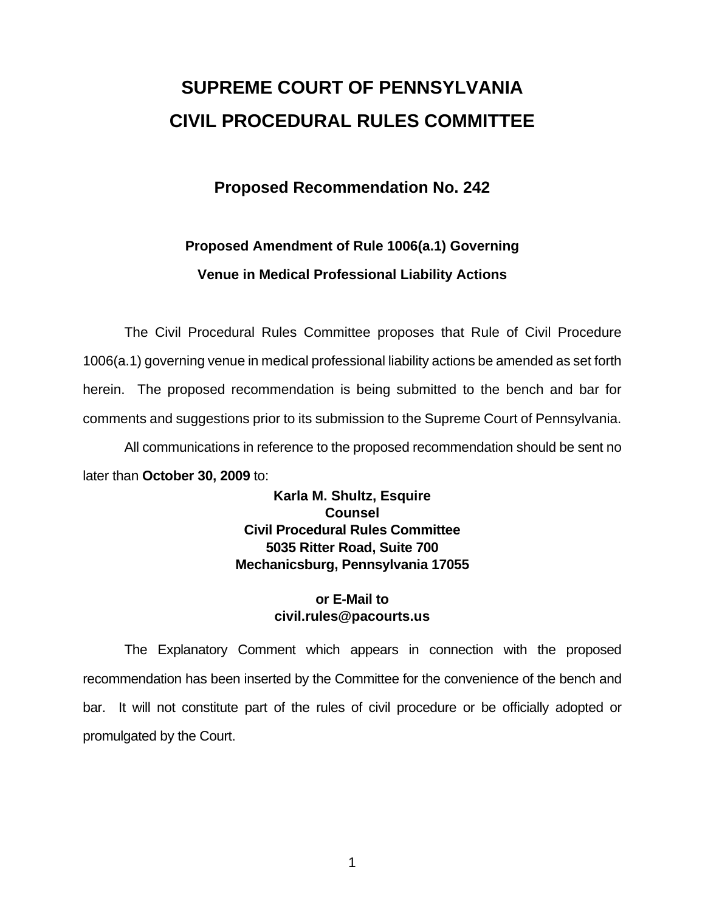# SUPREME COURT OF PENNSYLVANIA
# CIVIL PROCEDURAL RULES COMMITTEE

## Proposed Recommendation No. 242

### Proposed Amendment of Rule 1006(a.1) Governing Venue in Medical Professional Liability Actions

The Civil Procedural Rules Committee proposes that Rule of Civil Procedure 1006(a.1) governing venue in medical professional liability actions be amended as set forth herein. The proposed recommendation is being submitted to the bench and bar for comments and suggestions prior to its submission to the Supreme Court of Pennsylvania.

All communications in reference to the proposed recommendation should be sent no later than **October 30, 2009** to:

**Karla M. Shultz, Esquire**
**Counsel**
**Civil Procedural Rules Committee**
**5035 Ritter Road, Suite 700**
**Mechanicsburg, Pennsylvania 17055**

**or E-Mail to**
**civil.rules@pacourts.us**

The Explanatory Comment which appears in connection with the proposed recommendation has been inserted by the Committee for the convenience of the bench and bar. It will not constitute part of the rules of civil procedure or be officially adopted or promulgated by the Court.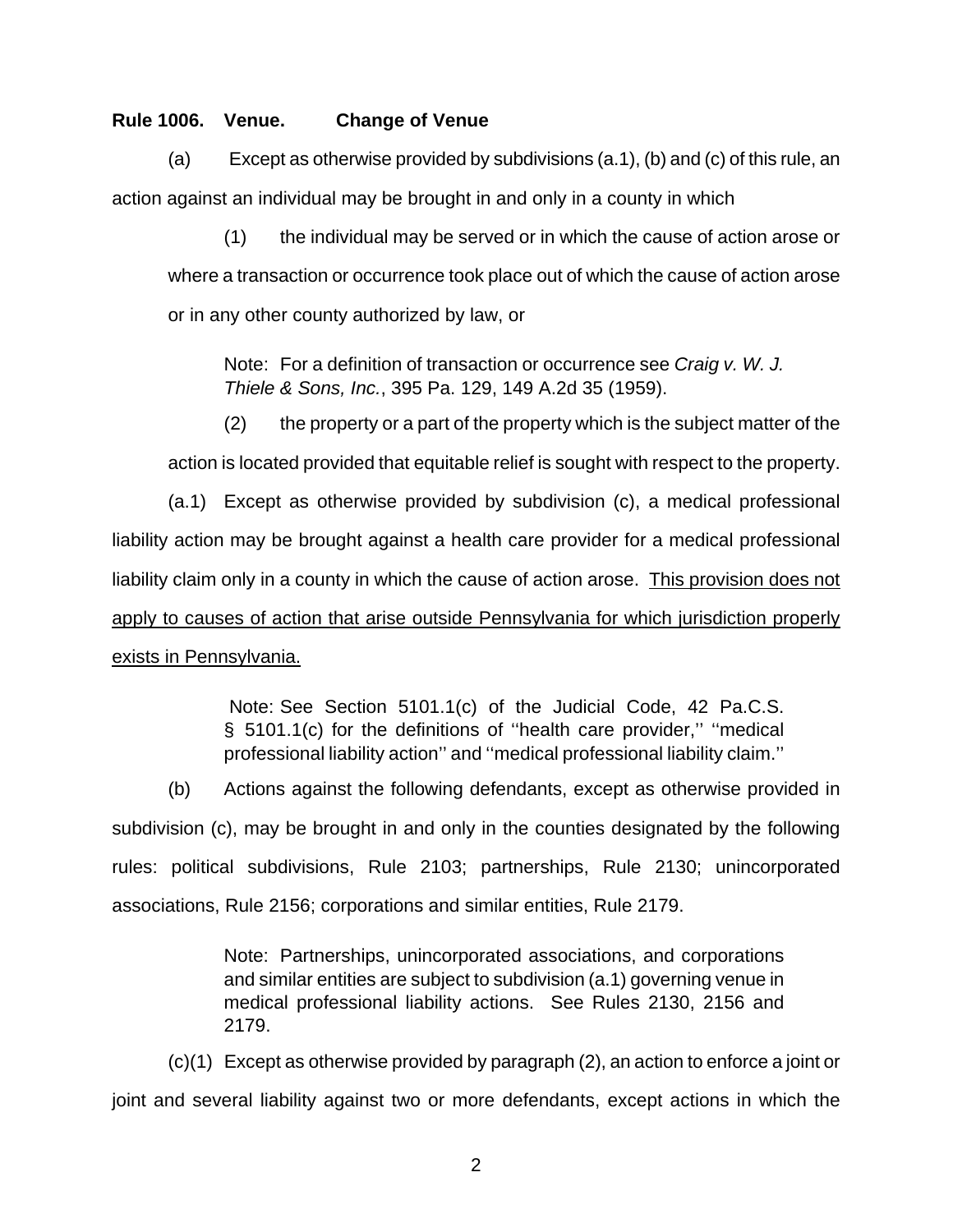**Rule 1006. Venue. Change of Venue**

(a) Except as otherwise provided by subdivisions (a.1), (b) and (c) of this rule, an action against an individual may be brought in and only in a county in which

(1) the individual may be served or in which the cause of action arose or where a transaction or occurrence took place out of which the cause of action arose or in any other county authorized by law, or

> Note: For a definition of transaction or occurrence see *Craig v. W. J. Thiele & Sons, Inc.*, 395 Pa. 129, 149 A.2d 35 (1959).

(2) the property or a part of the property which is the subject matter of the action is located provided that equitable relief is sought with respect to the property.

(a.1) Except as otherwise provided by subdivision (c), a medical professional liability action may be brought against a health care provider for a medical professional liability claim only in a county in which the cause of action arose. <u>This provision does not apply to causes of action that arise outside Pennsylvania for which jurisdiction properly exists in Pennsylvania.</u>

> Note: See Section 5101.1(c) of the Judicial Code, 42 Pa.C.S. § 5101.1(c) for the definitions of ''health care provider,'' ''medical professional liability action'' and ''medical professional liability claim.''

(b) Actions against the following defendants, except as otherwise provided in subdivision (c), may be brought in and only in the counties designated by the following rules: political subdivisions, Rule 2103; partnerships, Rule 2130; unincorporated associations, Rule 2156; corporations and similar entities, Rule 2179.

> Note: Partnerships, unincorporated associations, and corporations and similar entities are subject to subdivision (a.1) governing venue in medical professional liability actions. See Rules 2130, 2156 and 2179.

(c)(1) Except as otherwise provided by paragraph (2), an action to enforce a joint or joint and several liability against two or more defendants, except actions in which the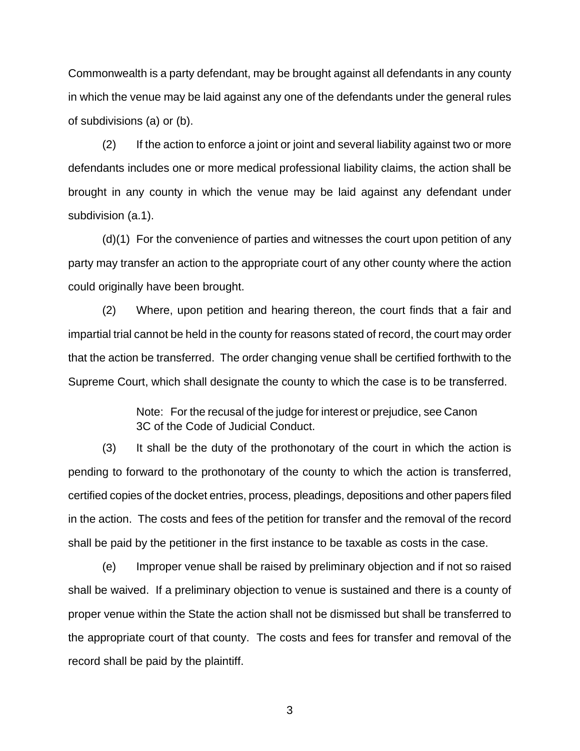Commonwealth is a party defendant, may be brought against all defendants in any county in which the venue may be laid against any one of the defendants under the general rules of subdivisions (a) or (b).

(2) If the action to enforce a joint or joint and several liability against two or more defendants includes one or more medical professional liability claims, the action shall be brought in any county in which the venue may be laid against any defendant under subdivision (a.1).

(d)(1) For the convenience of parties and witnesses the court upon petition of any party may transfer an action to the appropriate court of any other county where the action could originally have been brought.

(2) Where, upon petition and hearing thereon, the court finds that a fair and impartial trial cannot be held in the county for reasons stated of record, the court may order that the action be transferred. The order changing venue shall be certified forthwith to the Supreme Court, which shall designate the county to which the case is to be transferred.

> Note: For the recusal of the judge for interest or prejudice, see Canon 3C of the Code of Judicial Conduct.

(3) It shall be the duty of the prothonotary of the court in which the action is pending to forward to the prothonotary of the county to which the action is transferred, certified copies of the docket entries, process, pleadings, depositions and other papers filed in the action. The costs and fees of the petition for transfer and the removal of the record shall be paid by the petitioner in the first instance to be taxable as costs in the case.

(e) Improper venue shall be raised by preliminary objection and if not so raised shall be waived. If a preliminary objection to venue is sustained and there is a county of proper venue within the State the action shall not be dismissed but shall be transferred to the appropriate court of that county. The costs and fees for transfer and removal of the record shall be paid by the plaintiff.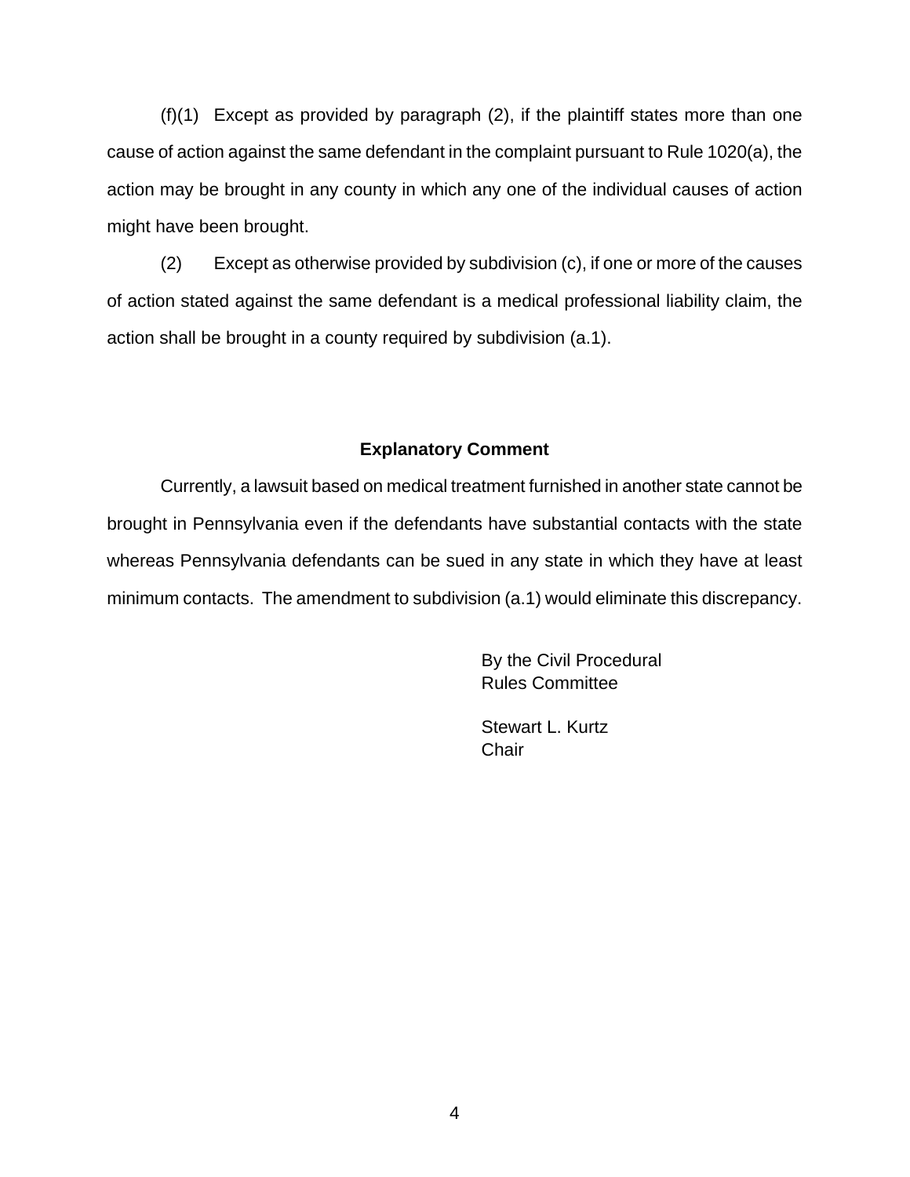(f)(1) Except as provided by paragraph (2), if the plaintiff states more than one cause of action against the same defendant in the complaint pursuant to Rule 1020(a), the action may be brought in any county in which any one of the individual causes of action might have been brought.

(2) Except as otherwise provided by subdivision (c), if one or more of the causes of action stated against the same defendant is a medical professional liability claim, the action shall be brought in a county required by subdivision (a.1).

**Explanatory Comment**

Currently, a lawsuit based on medical treatment furnished in another state cannot be brought in Pennsylvania even if the defendants have substantial contacts with the state whereas Pennsylvania defendants can be sued in any state in which they have at least minimum contacts. The amendment to subdivision (a.1) would eliminate this discrepancy.

By the Civil Procedural
Rules Committee

Stewart L. Kurtz
Chair